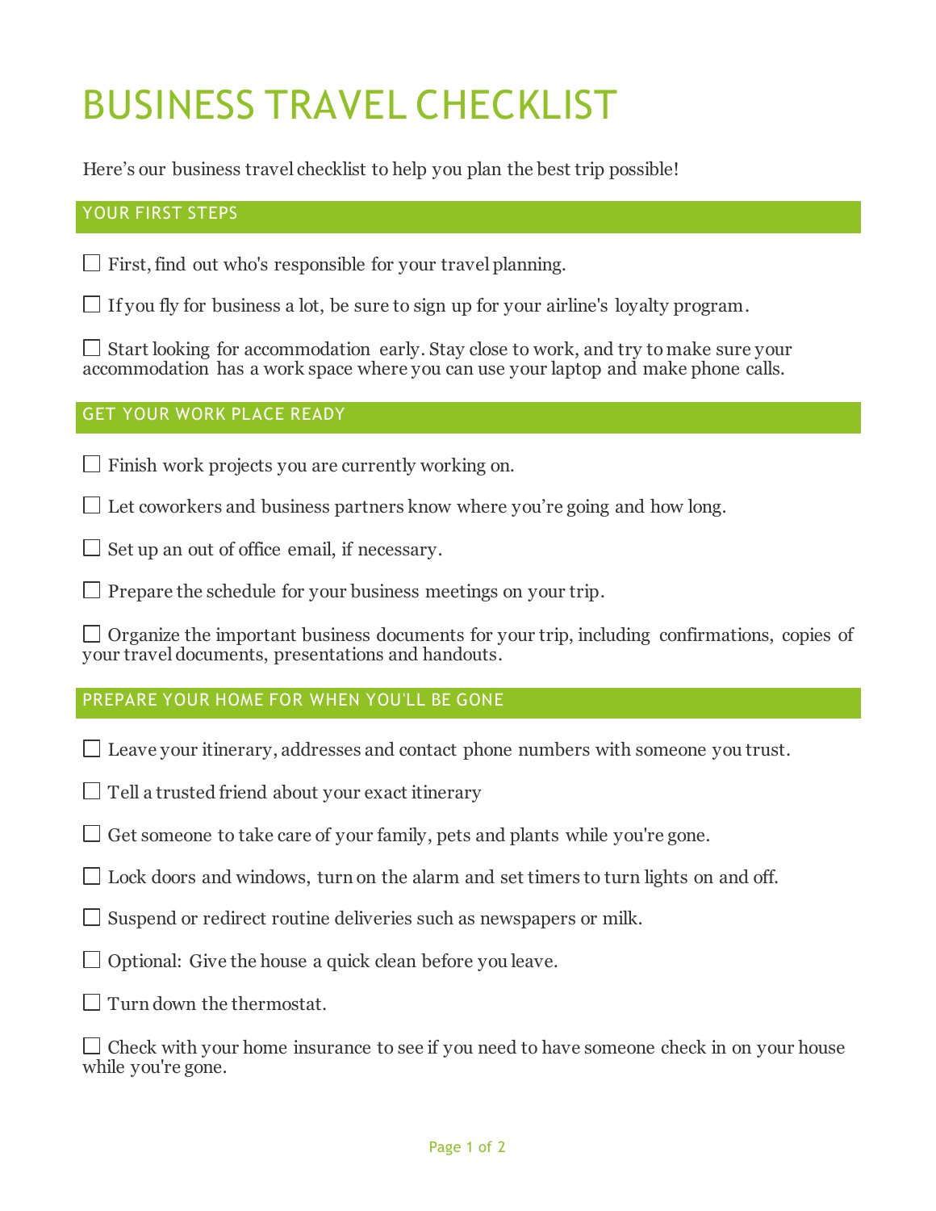# BUSINESS TRAVEL CHECKLIST

Here's our business travel checklist to help you plan the best trip possible!

## YOUR FIRST STEPS

- ☐ First, find out who's responsible for your travel planning.
- ☐ If you fly for business a lot, be sure to sign up for your airline's loyalty program.
- ☐ Start looking for accommodation early. Stay close to work, and try to make sure your accommodation has a work space where you can use your laptop and make phone calls.

## GET YOUR WORK PLACE READY

- ☐ Finish work projects you are currently working on.
- ☐ Let coworkers and business partners know where you're going and how long.
- ☐ Set up an out of office email, if necessary.
- ☐ Prepare the schedule for your business meetings on your trip.
- ☐ Organize the important business documents for your trip, including confirmations, copies of your travel documents, presentations and handouts.

## PREPARE YOUR HOME FOR WHEN YOU'LL BE GONE

- ☐ Leave your itinerary, addresses and contact phone numbers with someone you trust.
- ☐ Tell a trusted friend about your exact itinerary
- ☐ Get someone to take care of your family, pets and plants while you're gone.
- ☐ Lock doors and windows, turn on the alarm and set timers to turn lights on and off.
- ☐ Suspend or redirect routine deliveries such as newspapers or milk.
- ☐ Optional: Give the house a quick clean before you leave.
- ☐ Turn down the thermostat.
- ☐ Check with your home insurance to see if you need to have someone check in on your house while you're gone.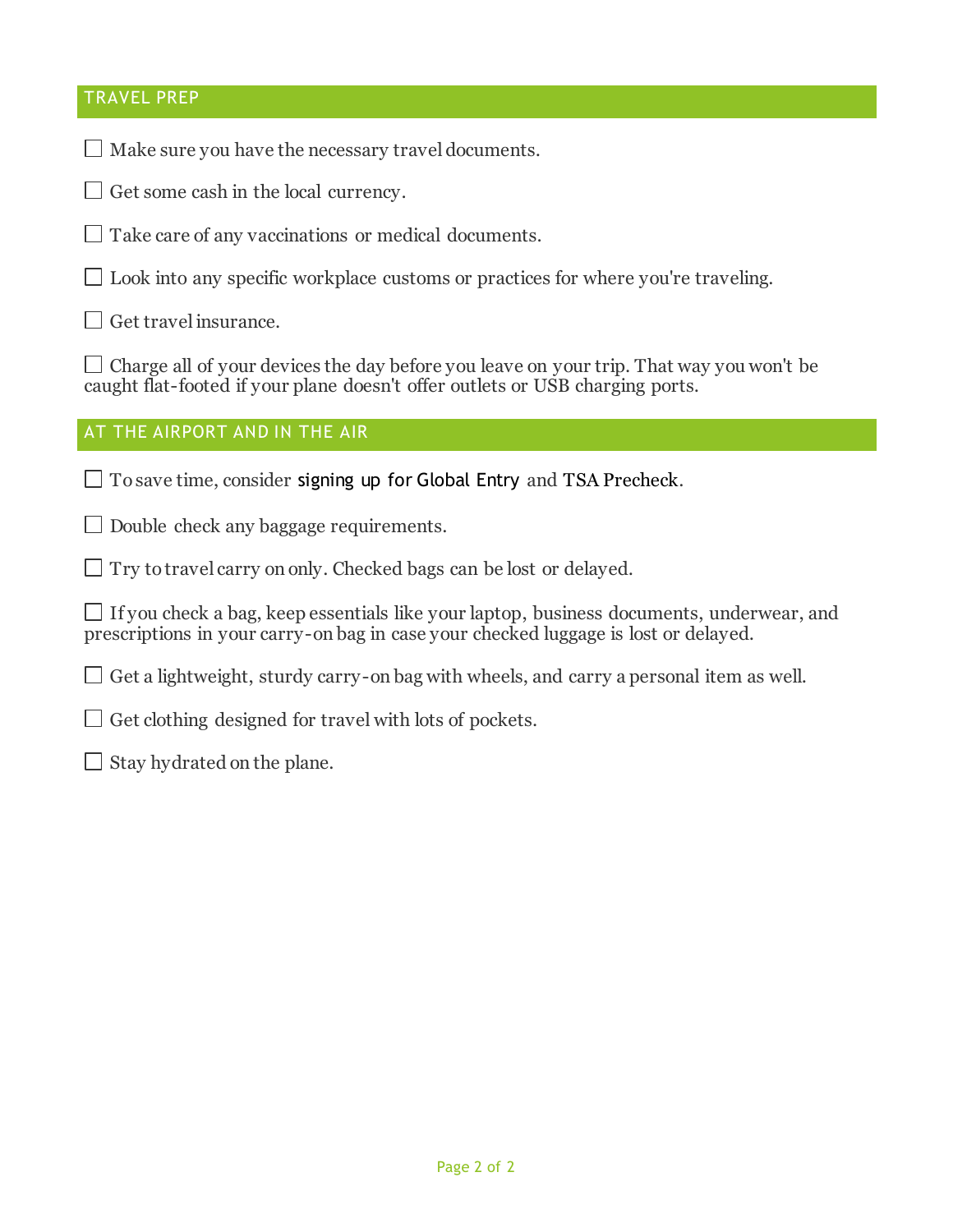## TRAVEL PREP

- [ ] Make sure you have the necessary travel documents.
- [ ] Get some cash in the local currency.
- [ ] Take care of any vaccinations or medical documents.
- [ ] Look into any specific workplace customs or practices for where you're traveling.
- [ ] Get travel insurance.
- [ ] Charge all of your devices the day before you leave on your trip. That way you won't be caught flat-footed if your plane doesn't offer outlets or USB charging ports.

## AT THE AIRPORT AND IN THE AIR

- [ ] To save time, consider signing up for Global Entry and TSA Precheck.
- [ ] Double check any baggage requirements.
- [ ] Try to travel carry on only. Checked bags can be lost or delayed.
- [ ] If you check a bag, keep essentials like your laptop, business documents, underwear, and prescriptions in your carry-on bag in case your checked luggage is lost or delayed.
- [ ] Get a lightweight, sturdy carry-on bag with wheels, and carry a personal item as well.
- [ ] Get clothing designed for travel with lots of pockets.
- [ ] Stay hydrated on the plane.